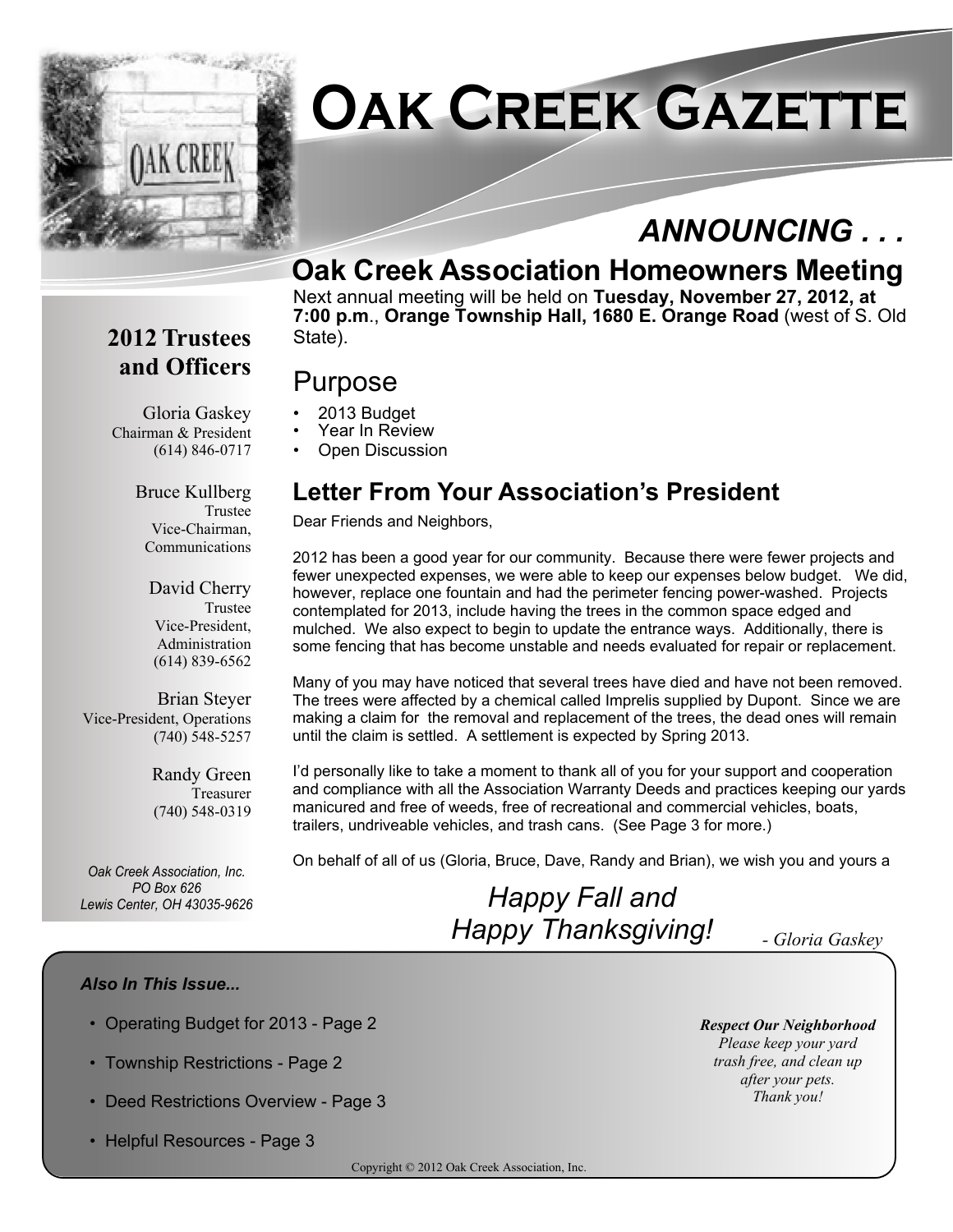# Oak Creek Gazette

## ANNOUNCING . . .

## Oak Creek Association Homeowners Meeting

Next annual meeting will be held on **Tuesday, November 27, 2012, at 7:00 p.m.**, **Orange Township Hall, 1680 E. Orange Road** (west of S. Old State).

### Purpose

- 2013 Budget
- Year In Review
- Open Discussion

### Letter From Your Association's President

Dear Friends and Neighbors,

2012 has been a good year for our community. Because there were fewer projects and fewer unexpected expenses, we were able to keep our expenses below budget. We did, however, replace one fountain and had the perimeter fencing power-washed. Projects contemplated for 2013, include having the trees in the common space edged and mulched. We also expect to begin to update the entrance ways. Additionally, there is some fencing that has become unstable and needs evaluated for repair or replacement.

Many of you may have noticed that several trees have died and have not been removed. The trees were affected by a chemical called Imprelis supplied by Dupont. Since we are making a claim for the removal and replacement of the trees, the dead ones will remain until the claim is settled. A settlement is expected by Spring 2013.

I'd personally like to take a moment to thank all of you for your support and cooperation and compliance with all the Association Warranty Deeds and practices keeping our yards manicured and free of weeds, free of recreational and commercial vehicles, boats, trailers, undriveable vehicles, and trash cans. (See Page 3 for more.)

On behalf of all of us (Gloria, Bruce, Dave, Randy and Brian), we wish you and yours a

*Happy Fall and*
*Happy Thanksgiving!*

*- Gloria Gaskey*

## 2012 Trustees and Officers

Gloria Gaskey
Chairman & President
(614) 846-0717

Bruce Kullberg
Trustee
Vice-Chairman,
Communications

David Cherry
Trustee
Vice-President,
Administration
(614) 839-6562

Brian Steyer
Vice-President, Operations
(740) 548-5257

Randy Green
Treasurer
(740) 548-0319

*Oak Creek Association, Inc.*
*PO Box 626*
*Lewis Center, OH 43035-9626*

***Also In This Issue...***

- Operating Budget for 2013 - Page 2
- Township Restrictions - Page 2
- Deed Restrictions Overview - Page 3
- Helpful Resources - Page 3

***Respect Our Neighborhood***
*Please keep your yard trash free, and clean up after your pets.*
*Thank you!*

Copyright © 2012 Oak Creek Association, Inc.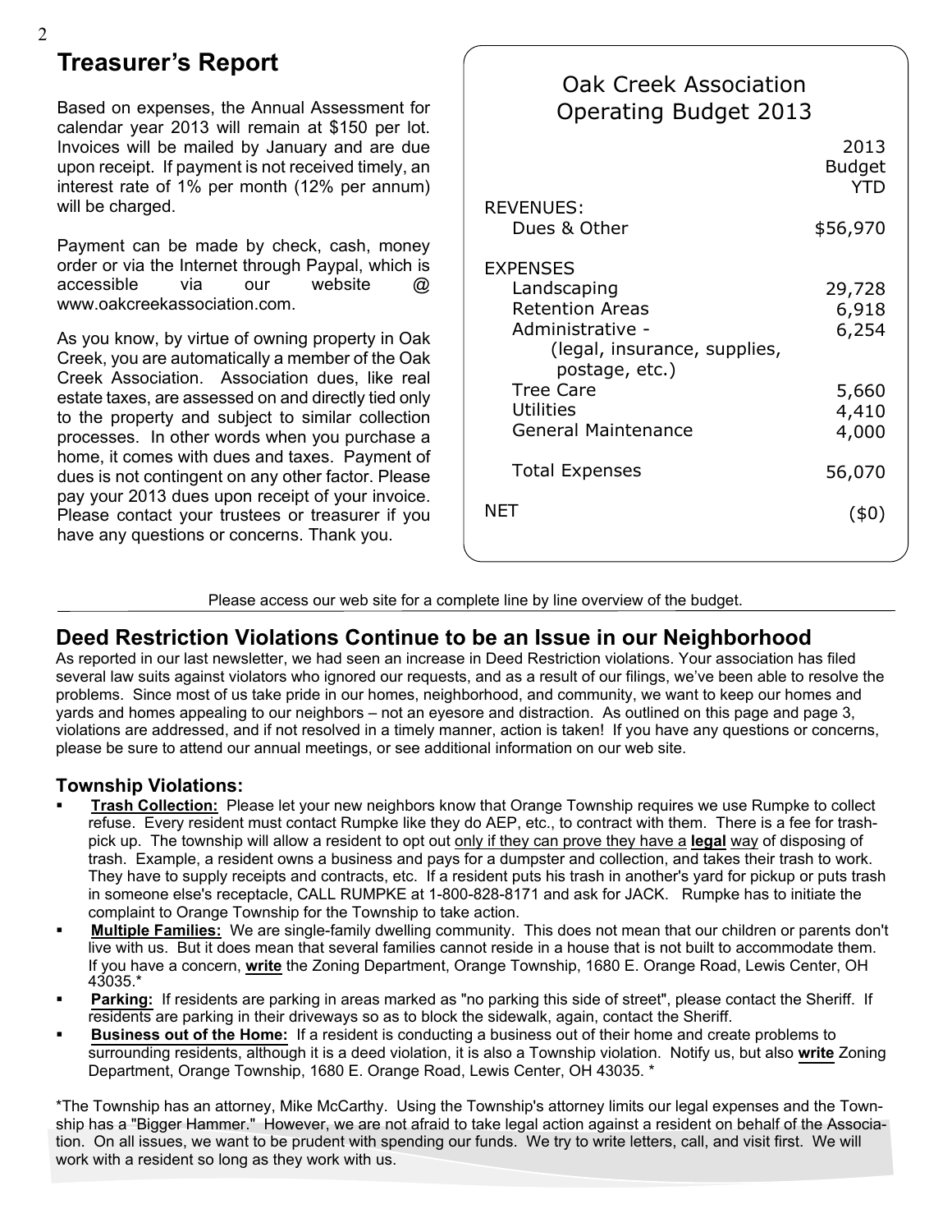## Treasurer's Report

Based on expenses, the Annual Assessment for calendar year 2013 will remain at $150 per lot. Invoices will be mailed by January and are due upon receipt. If payment is not received timely, an interest rate of 1% per month (12% per annum) will be charged.

Payment can be made by check, cash, money order or via the Internet through Paypal, which is accessible via our website @ www.oakcreekassociation.com.

As you know, by virtue of owning property in Oak Creek, you are automatically a member of the Oak Creek Association. Association dues, like real estate taxes, are assessed on and directly tied only to the property and subject to similar collection processes. In other words when you purchase a home, it comes with dues and taxes. Payment of dues is not contingent on any other factor. Please pay your 2013 dues upon receipt of your invoice. Please contact your trustees or treasurer if you have any questions or concerns. Thank you.

### Oak Creek Association Operating Budget 2013

| | 2013 Budget YTD |
|---|---|
| **REVENUES:** | |
| Dues & Other | $56,970 |
| **EXPENSES** | |
| Landscaping | 29,728 |
| Retention Areas | 6,918 |
| Administrative - (legal, insurance, supplies, postage, etc.) | 6,254 |
| Tree Care | 5,660 |
| Utilities | 4,410 |
| General Maintenance | 4,000 |
| Total Expenses | 56,070 |
| NET | ($0) |

Please access our web site for a complete line by line overview of the budget.

## Deed Restriction Violations Continue to be an Issue in our Neighborhood

As reported in our last newsletter, we had seen an increase in Deed Restriction violations. Your association has filed several law suits against violators who ignored our requests, and as a result of our filings, we've been able to resolve the problems. Since most of us take pride in our homes, neighborhood, and community, we want to keep our homes and yards and homes appealing to our neighbors – not an eyesore and distraction. As outlined on this page and page 3, violations are addressed, and if not resolved in a timely manner, action is taken! If you have any questions or concerns, please be sure to attend our annual meetings, or see additional information on our web site.

### Township Violations:

- **Trash Collection:** Please let your new neighbors know that Orange Township requires we use Rumpke to collect refuse. Every resident must contact Rumpke like they do AEP, etc., to contract with them. There is a fee for trash-pick up. The township will allow a resident to opt out only if they can prove they have a **legal** way of disposing of trash. Example, a resident owns a business and pays for a dumpster and collection, and takes their trash to work. They have to supply receipts and contracts, etc. If a resident puts his trash in another's yard for pickup or puts trash in someone else's receptacle, CALL RUMPKE at 1-800-828-8171 and ask for JACK. Rumpke has to initiate the complaint to Orange Township for the Township to take action.
- **Multiple Families:** We are single-family dwelling community. This does not mean that our children or parents don't live with us. But it does mean that several families cannot reside in a house that is not built to accommodate them. If you have a concern, **write** the Zoning Department, Orange Township, 1680 E. Orange Road, Lewis Center, OH 43035.*
- **Parking:** If residents are parking in areas marked as "no parking this side of street", please contact the Sheriff. If residents are parking in their driveways so as to block the sidewalk, again, contact the Sheriff.
- **Business out of the Home:** If a resident is conducting a business out of their home and create problems to surrounding residents, although it is a deed violation, it is also a Township violation. Notify us, but also **write** Zoning Department, Orange Township, 1680 E. Orange Road, Lewis Center, OH 43035. *

*The Township has an attorney, Mike McCarthy. Using the Township's attorney limits our legal expenses and the Township has a "Bigger Hammer." However, we are not afraid to take legal action against a resident on behalf of the Association. On all issues, we want to be prudent with spending our funds. We try to write letters, call, and visit first. We will work with a resident so long as they work with us.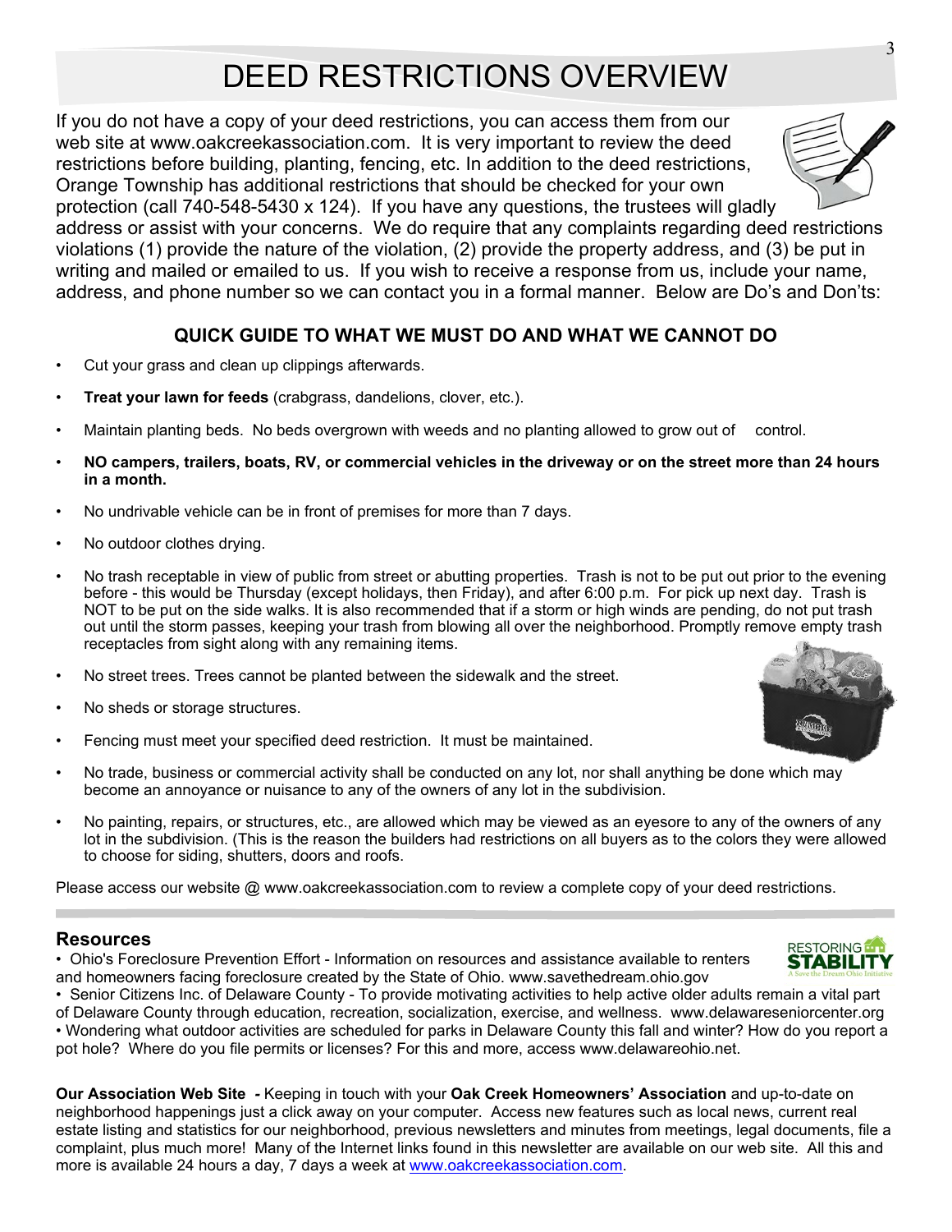// DEED RESTRICTIONS OVERVIEW

If you do not have a copy of your deed restrictions, you can access them from our web site at www.oakcreekassociation.com. It is very important to review the deed restrictions before building, planting, fencing, etc. In addition to the deed restrictions, Orange Township has additional restrictions that should be checked for your own protection (call 740-548-5430 x 124). If you have any questions, the trustees will gladly address or assist with your concerns. We do require that any complaints regarding deed restrictions violations (1) provide the nature of the violation, (2) provide the property address, and (3) be put in writing and mailed or emailed to us. If you wish to receive a response from us, include your name, address, and phone number so we can contact you in a formal manner. Below are Do's and Don'ts:

### QUICK GUIDE TO WHAT WE MUST DO AND WHAT WE CANNOT DO

- Cut your grass and clean up clippings afterwards.
- **Treat your lawn for feeds** (crabgrass, dandelions, clover, etc.).
- Maintain planting beds. No beds overgrown with weeds and no planting allowed to grow out of control.
- **NO campers, trailers, boats, RV, or commercial vehicles in the driveway or on the street more than 24 hours in a month.**
- No undrivable vehicle can be in front of premises for more than 7 days.
- No outdoor clothes drying.
- No trash receptable in view of public from street or abutting properties. Trash is not to be put out prior to the evening before - this would be Thursday (except holidays, then Friday), and after 6:00 p.m. For pick up next day. Trash is NOT to be put on the side walks. It is also recommended that if a storm or high winds are pending, do not put trash out until the storm passes, keeping your trash from blowing all over the neighborhood. Promptly remove empty trash receptacles from sight along with any remaining items.
- No street trees. Trees cannot be planted between the sidewalk and the street.
- No sheds or storage structures.
- Fencing must meet your specified deed restriction. It must be maintained.
- No trade, business or commercial activity shall be conducted on any lot, nor shall anything be done which may become an annoyance or nuisance to any of the owners of any lot in the subdivision.
- No painting, repairs, or structures, etc., are allowed which may be viewed as an eyesore to any of the owners of any lot in the subdivision. (This is the reason the builders had restrictions on all buyers as to the colors they were allowed to choose for siding, shutters, doors and roofs.

Please access our website @ www.oakcreekassociation.com to review a complete copy of your deed restrictions.

---

## Resources

• Ohio's Foreclosure Prevention Effort - Information on resources and assistance available to renters and homeowners facing foreclosure created by the State of Ohio. www.savethedream.ohio.gov

• Senior Citizens Inc. of Delaware County - To provide motivating activities to help active older adults remain a vital part of Delaware County through education, recreation, socialization, exercise, and wellness. www.delawareseniorcenter.org

• Wondering what outdoor activities are scheduled for parks in Delaware County this fall and winter? How do you report a pot hole? Where do you file permits or licenses? For this and more, access www.delawareohio.net.

**Our Association Web Site** *-* Keeping in touch with your **Oak Creek Homeowners' Association** and up-to-date on neighborhood happenings just a click away on your computer. Access new features such as local news, current real estate listing and statistics for our neighborhood, previous newsletters and minutes from meetings, legal documents, file a complaint, plus much more! Many of the Internet links found in this newsletter are available on our web site. All this and more is available 24 hours a day, 7 days a week at www.oakcreekassociation.com.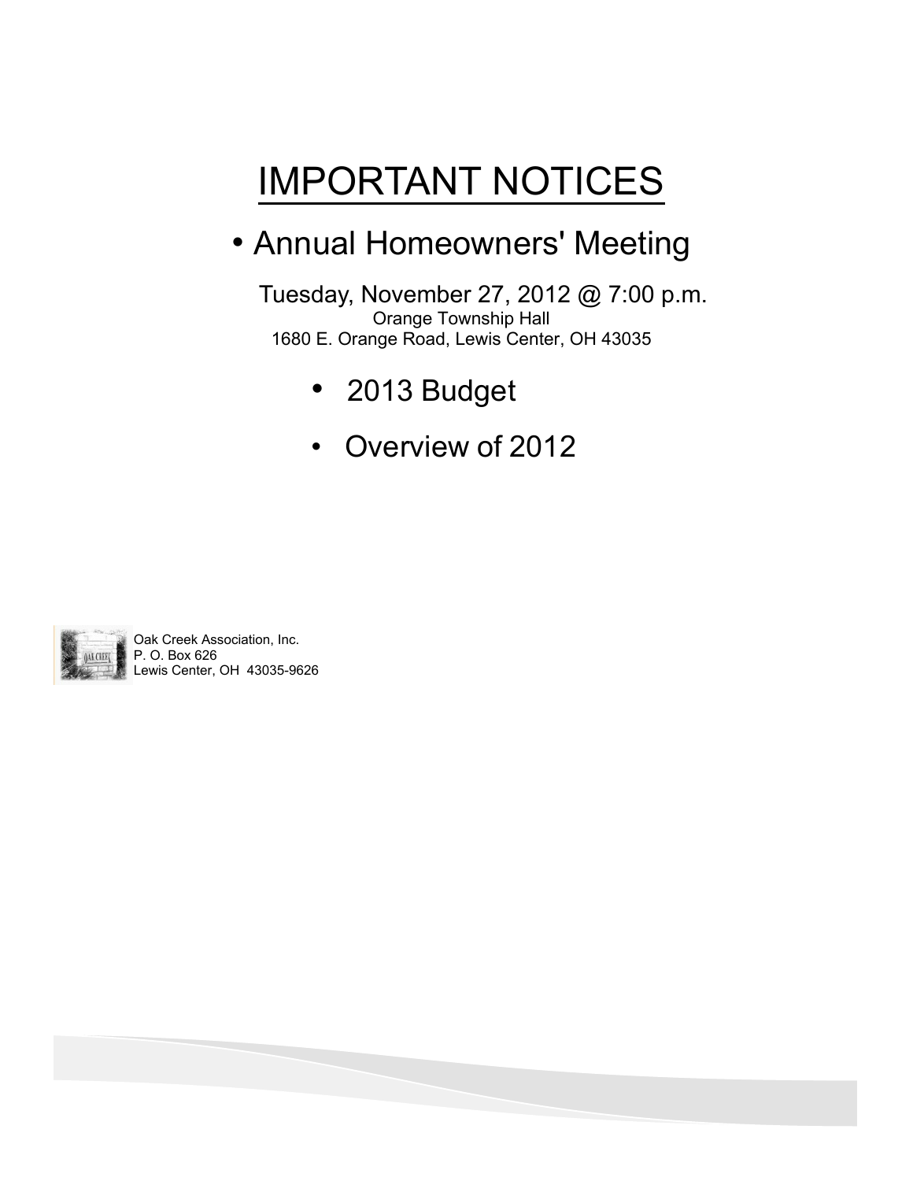# IMPORTANT NOTICES

- Annual Homeowners' Meeting

Tuesday, November 27, 2012 @ 7:00 p.m.
Orange Township Hall
1680 E. Orange Road, Lewis Center, OH 43035

- 2013 Budget
- Overview of 2012

Oak Creek Association, Inc.
P. O. Box 626
Lewis Center, OH 43035-9626